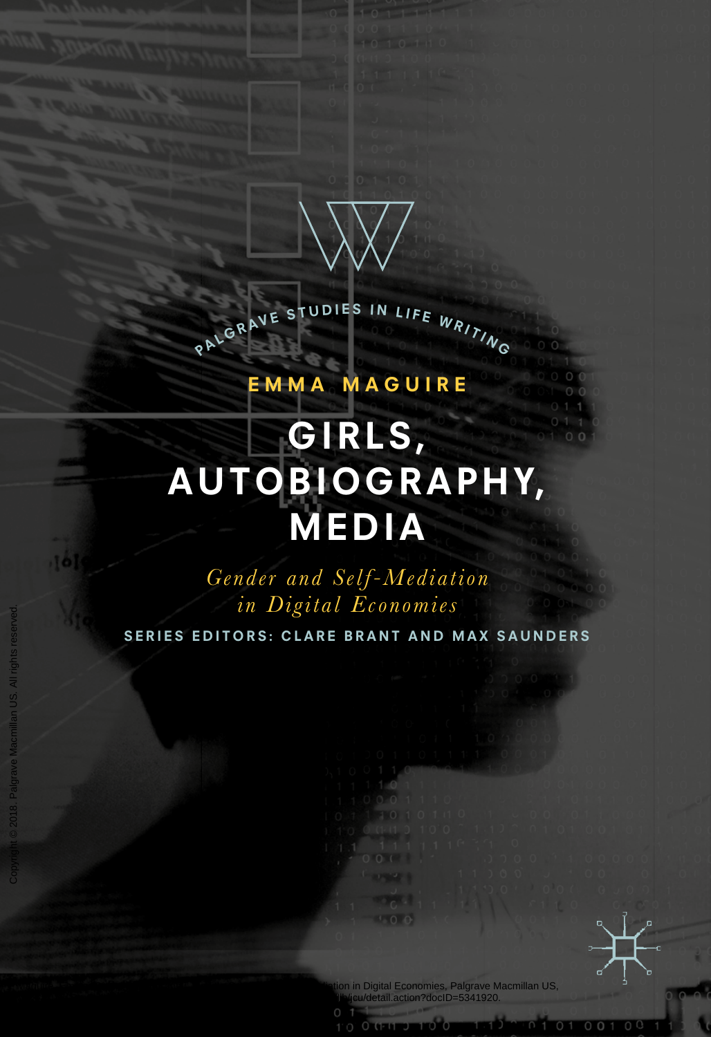PALGRAVE STUDIES IN LIFE WRITING

EMMA MAGUIRE

# GIRLS, AUTOBIOGRAPHY, MEDIA

*Gender and Self-Mediation in Digital Economies*

SERIES EDITORS: CLARE BRANT AND MAX SAUNDERS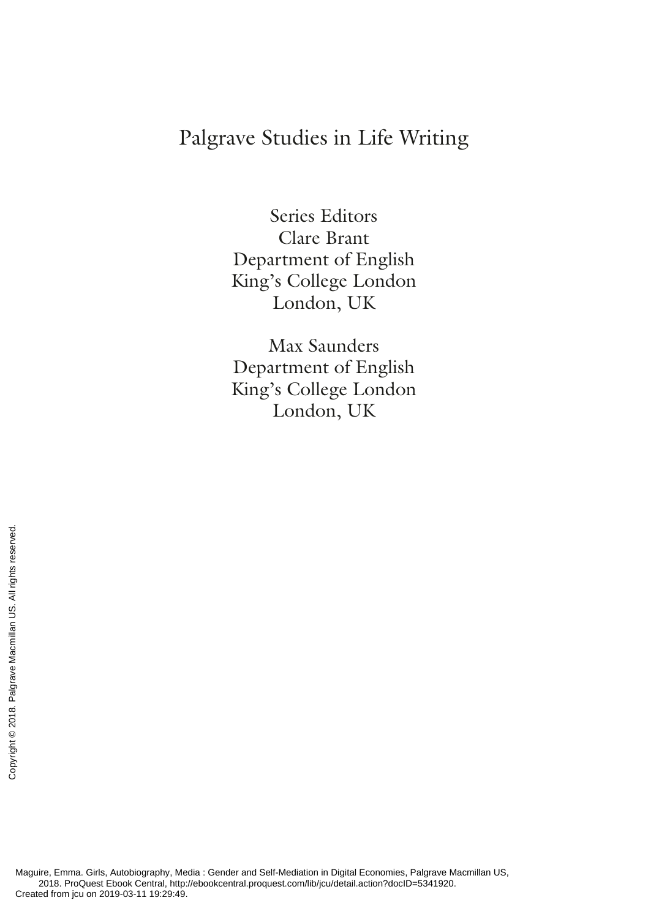# Palgrave Studies in Life Writing

Series Editors
Clare Brant
Department of English
King's College London
London, UK

Max Saunders
Department of English
King's College London
London, UK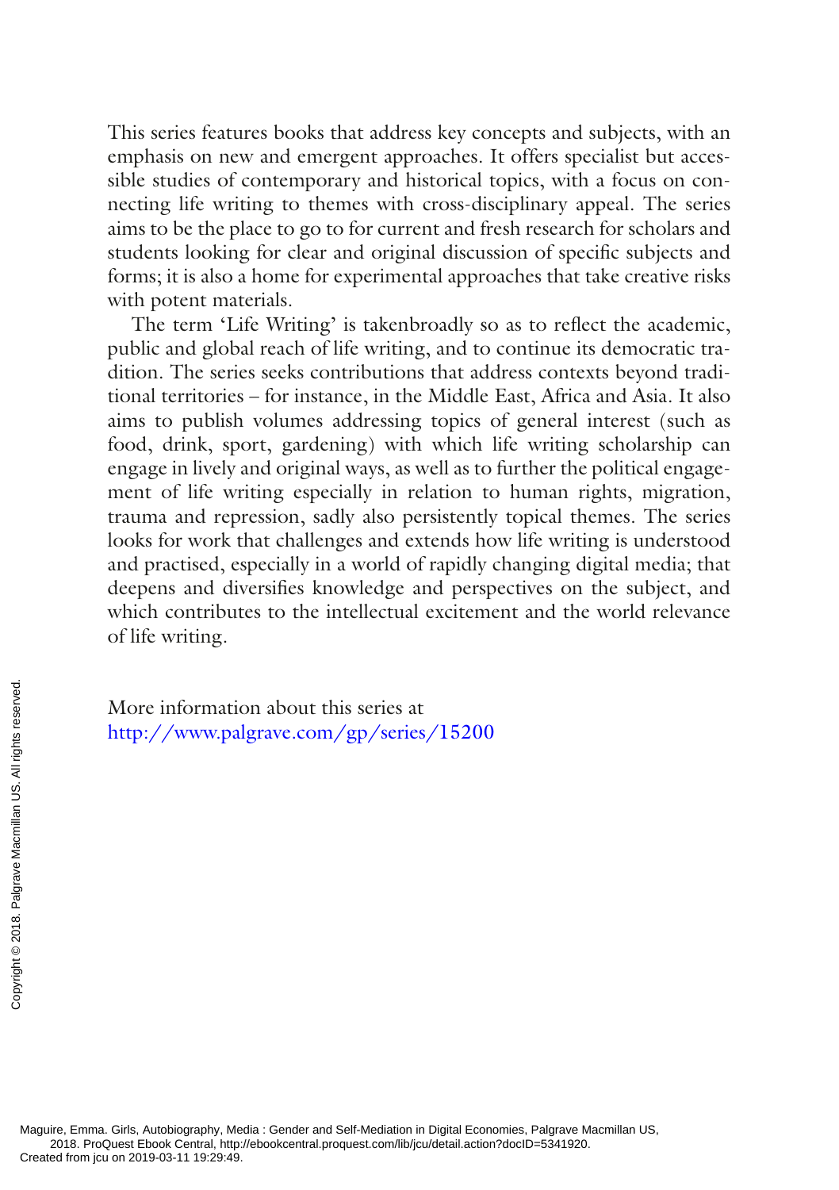This series features books that address key concepts and subjects, with an emphasis on new and emergent approaches. It offers specialist but accessible studies of contemporary and historical topics, with a focus on connecting life writing to themes with cross-disciplinary appeal. The series aims to be the place to go to for current and fresh research for scholars and students looking for clear and original discussion of specific subjects and forms; it is also a home for experimental approaches that take creative risks with potent materials.

The term 'Life Writing' is takenbroadly so as to reflect the academic, public and global reach of life writing, and to continue its democratic tradition. The series seeks contributions that address contexts beyond traditional territories – for instance, in the Middle East, Africa and Asia. It also aims to publish volumes addressing topics of general interest (such as food, drink, sport, gardening) with which life writing scholarship can engage in lively and original ways, as well as to further the political engagement of life writing especially in relation to human rights, migration, trauma and repression, sadly also persistently topical themes. The series looks for work that challenges and extends how life writing is understood and practised, especially in a world of rapidly changing digital media; that deepens and diversifies knowledge and perspectives on the subject, and which contributes to the intellectual excitement and the world relevance of life writing.

More information about this series at
http://www.palgrave.com/gp/series/15200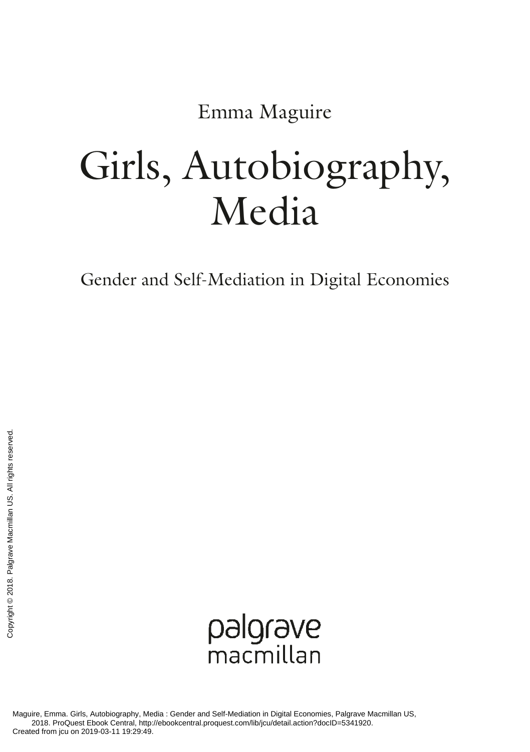Emma Maguire

# Girls, Autobiography, Media

## Gender and Self-Mediation in Digital Economies

palgrave
macmillan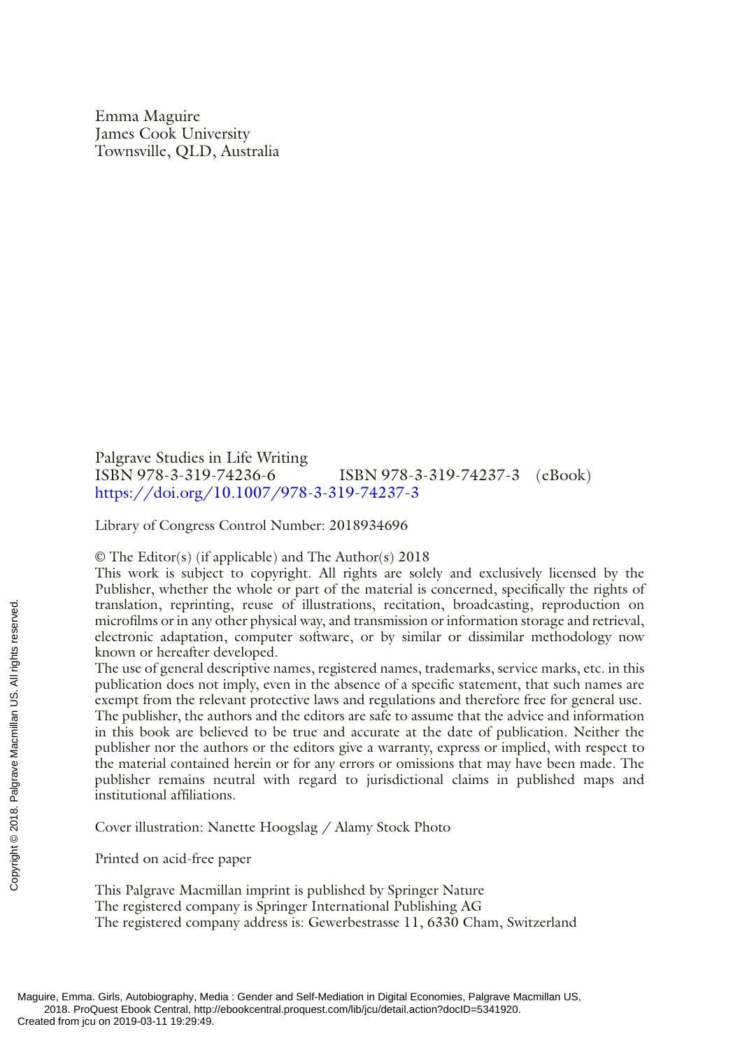Emma Maguire
James Cook University
Townsville, QLD, Australia

Palgrave Studies in Life Writing
ISBN 978-3-319-74236-6 ISBN 978-3-319-74237-3 (eBook)
https://doi.org/10.1007/978-3-319-74237-3

Library of Congress Control Number: 2018934696

© The Editor(s) (if applicable) and The Author(s) 2018
This work is subject to copyright. All rights are solely and exclusively licensed by the Publisher, whether the whole or part of the material is concerned, specifically the rights of translation, reprinting, reuse of illustrations, recitation, broadcasting, reproduction on microfilms or in any other physical way, and transmission or information storage and retrieval, electronic adaptation, computer software, or by similar or dissimilar methodology now known or hereafter developed.
The use of general descriptive names, registered names, trademarks, service marks, etc. in this publication does not imply, even in the absence of a specific statement, that such names are exempt from the relevant protective laws and regulations and therefore free for general use.
The publisher, the authors and the editors are safe to assume that the advice and information in this book are believed to be true and accurate at the date of publication. Neither the publisher nor the authors or the editors give a warranty, express or implied, with respect to the material contained herein or for any errors or omissions that may have been made. The publisher remains neutral with regard to jurisdictional claims in published maps and institutional affiliations.

Cover illustration: Nanette Hoogslag / Alamy Stock Photo

Printed on acid-free paper

This Palgrave Macmillan imprint is published by Springer Nature
The registered company is Springer International Publishing AG
The registered company address is: Gewerbestrasse 11, 6330 Cham, Switzerland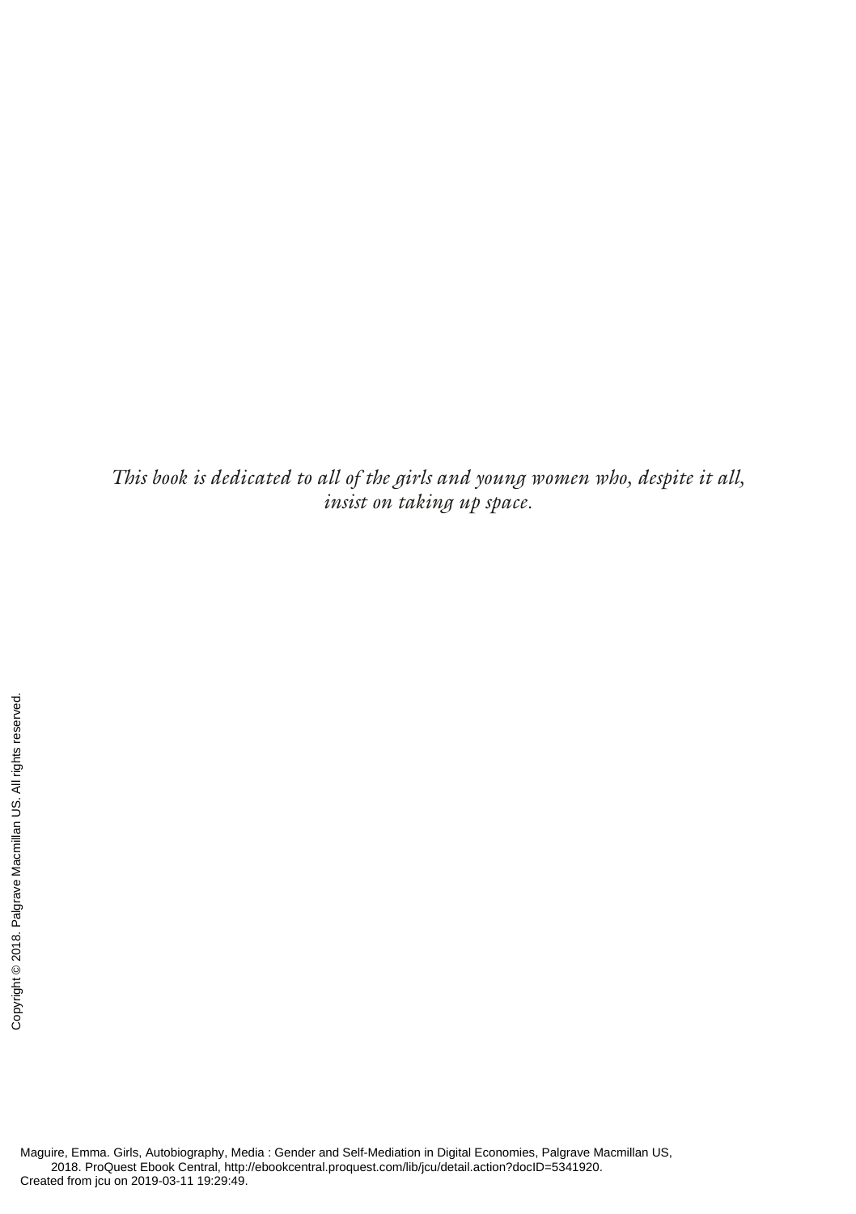*This book is dedicated to all of the girls and young women who, despite it all, insist on taking up space.*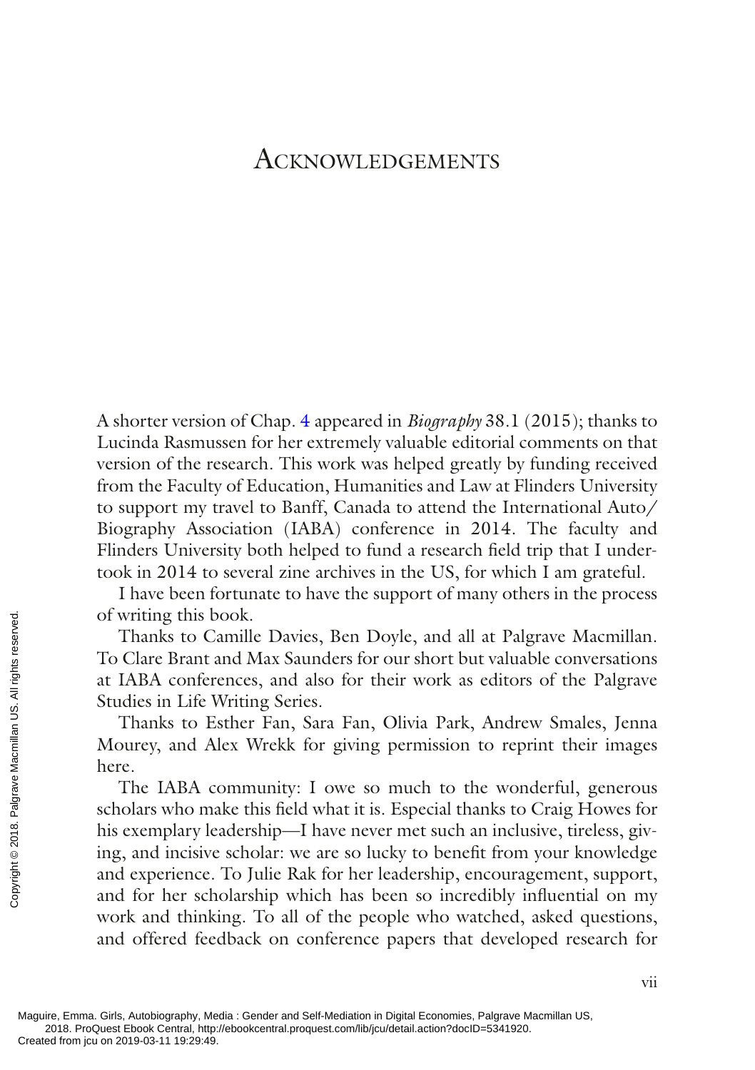# Acknowledgements

A shorter version of Chap. 4 appeared in *Biography* 38.1 (2015); thanks to Lucinda Rasmussen for her extremely valuable editorial comments on that version of the research. This work was helped greatly by funding received from the Faculty of Education, Humanities and Law at Flinders University to support my travel to Banff, Canada to attend the International Auto/Biography Association (IABA) conference in 2014. The faculty and Flinders University both helped to fund a research field trip that I undertook in 2014 to several zine archives in the US, for which I am grateful.

I have been fortunate to have the support of many others in the process of writing this book.

Thanks to Camille Davies, Ben Doyle, and all at Palgrave Macmillan. To Clare Brant and Max Saunders for our short but valuable conversations at IABA conferences, and also for their work as editors of the Palgrave Studies in Life Writing Series.

Thanks to Esther Fan, Sara Fan, Olivia Park, Andrew Smales, Jenna Mourey, and Alex Wrekk for giving permission to reprint their images here.

The IABA community: I owe so much to the wonderful, generous scholars who make this field what it is. Especial thanks to Craig Howes for his exemplary leadership—I have never met such an inclusive, tireless, giving, and incisive scholar: we are so lucky to benefit from your knowledge and experience. To Julie Rak for her leadership, encouragement, support, and for her scholarship which has been so incredibly influential on my work and thinking. To all of the people who watched, asked questions, and offered feedback on conference papers that developed research for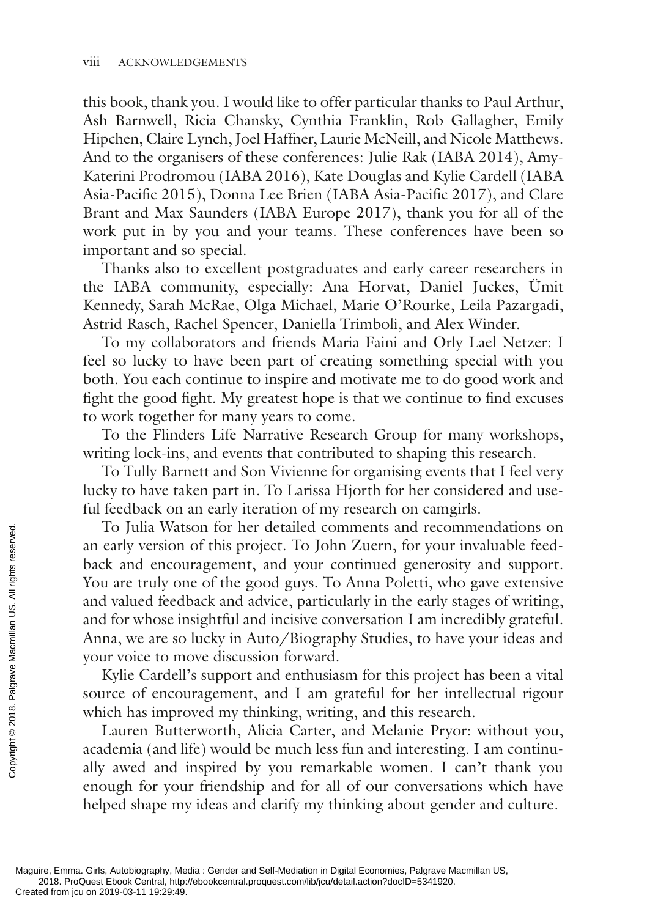this book, thank you. I would like to offer particular thanks to Paul Arthur, Ash Barnwell, Ricia Chansky, Cynthia Franklin, Rob Gallagher, Emily Hipchen, Claire Lynch, Joel Haffner, Laurie McNeill, and Nicole Matthews. And to the organisers of these conferences: Julie Rak (IABA 2014), Amy-Katerini Prodromou (IABA 2016), Kate Douglas and Kylie Cardell (IABA Asia-Pacific 2015), Donna Lee Brien (IABA Asia-Pacific 2017), and Clare Brant and Max Saunders (IABA Europe 2017), thank you for all of the work put in by you and your teams. These conferences have been so important and so special.

Thanks also to excellent postgraduates and early career researchers in the IABA community, especially: Ana Horvat, Daniel Juckes, Ümit Kennedy, Sarah McRae, Olga Michael, Marie O'Rourke, Leila Pazargadi, Astrid Rasch, Rachel Spencer, Daniella Trimboli, and Alex Winder.

To my collaborators and friends Maria Faini and Orly Lael Netzer: I feel so lucky to have been part of creating something special with you both. You each continue to inspire and motivate me to do good work and fight the good fight. My greatest hope is that we continue to find excuses to work together for many years to come.

To the Flinders Life Narrative Research Group for many workshops, writing lock-ins, and events that contributed to shaping this research.

To Tully Barnett and Son Vivienne for organising events that I feel very lucky to have taken part in. To Larissa Hjorth for her considered and useful feedback on an early iteration of my research on camgirls.

To Julia Watson for her detailed comments and recommendations on an early version of this project. To John Zuern, for your invaluable feedback and encouragement, and your continued generosity and support. You are truly one of the good guys. To Anna Poletti, who gave extensive and valued feedback and advice, particularly in the early stages of writing, and for whose insightful and incisive conversation I am incredibly grateful. Anna, we are so lucky in Auto/Biography Studies, to have your ideas and your voice to move discussion forward.

Kylie Cardell's support and enthusiasm for this project has been a vital source of encouragement, and I am grateful for her intellectual rigour which has improved my thinking, writing, and this research.

Lauren Butterworth, Alicia Carter, and Melanie Pryor: without you, academia (and life) would be much less fun and interesting. I am continually awed and inspired by you remarkable women. I can't thank you enough for your friendship and for all of our conversations which have helped shape my ideas and clarify my thinking about gender and culture.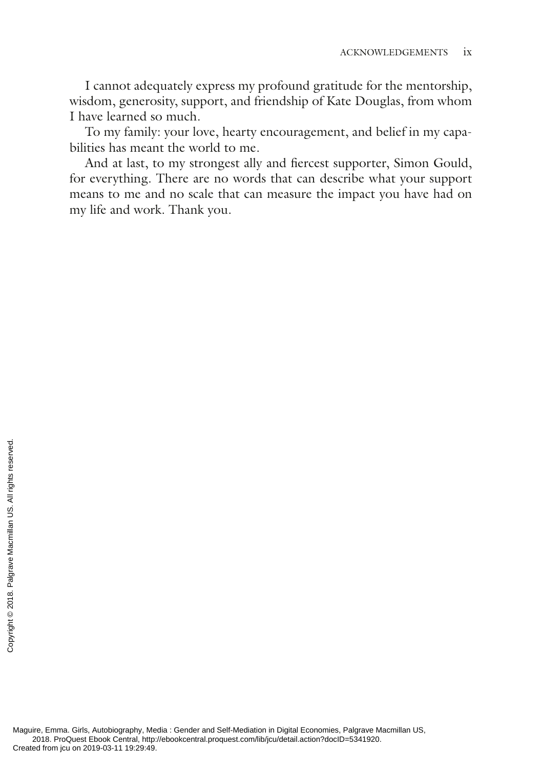I cannot adequately express my profound gratitude for the mentorship, wisdom, generosity, support, and friendship of Kate Douglas, from whom I have learned so much.

To my family: your love, hearty encouragement, and belief in my capabilities has meant the world to me.

And at last, to my strongest ally and fiercest supporter, Simon Gould, for everything. There are no words that can describe what your support means to me and no scale that can measure the impact you have had on my life and work. Thank you.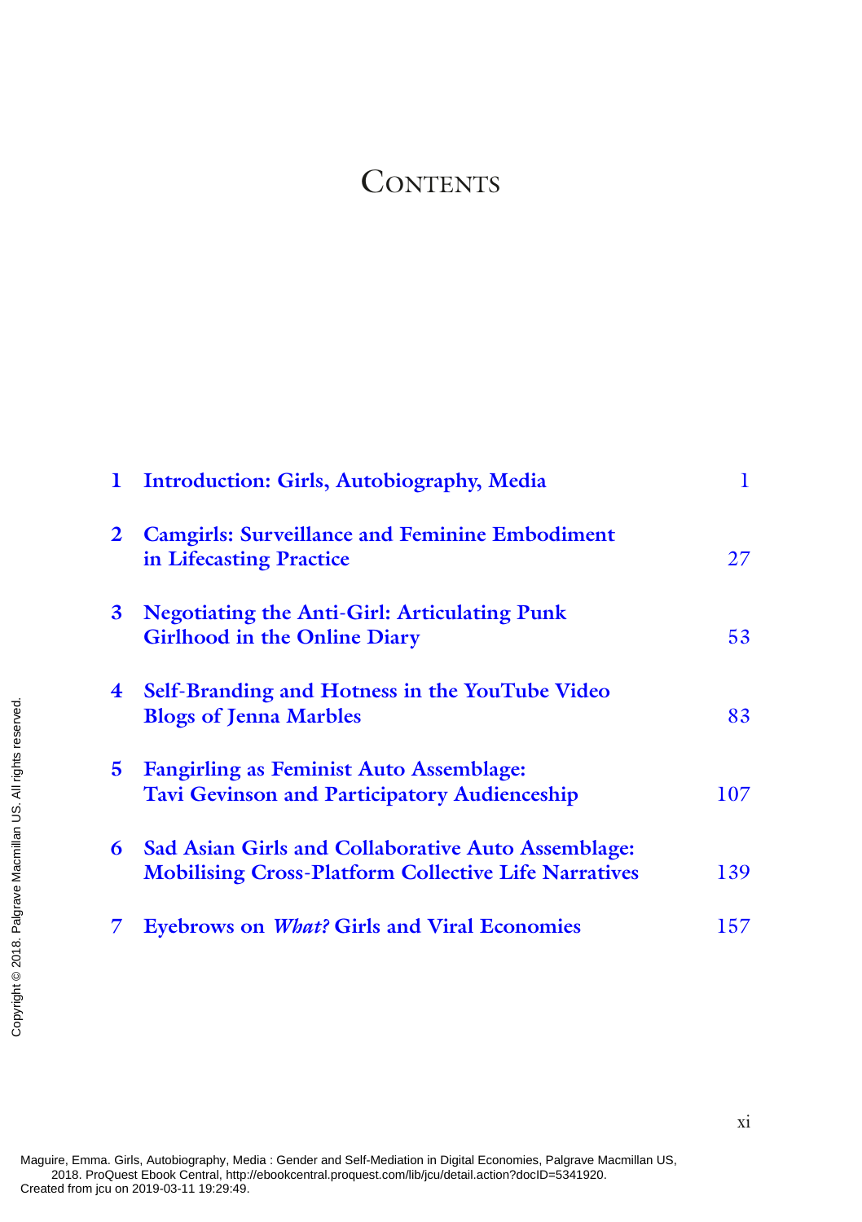# Contents

| | | |
|---|---|---|
| **1** | **Introduction: Girls, Autobiography, Media** | 1 |
| **2** | **Camgirls: Surveillance and Feminine Embodiment in Lifecasting Practice** | 27 |
| **3** | **Negotiating the Anti-Girl: Articulating Punk Girlhood in the Online Diary** | 53 |
| **4** | **Self-Branding and Hotness in the YouTube Video Blogs of Jenna Marbles** | 83 |
| **5** | **Fangirling as Feminist Auto Assemblage: Tavi Gevinson and Participatory Audienceship** | 107 |
| **6** | **Sad Asian Girls and Collaborative Auto Assemblage: Mobilising Cross-Platform Collective Life Narratives** | 139 |
| **7** | **Eyebrows on *What?* Girls and Viral Economies** | 157 |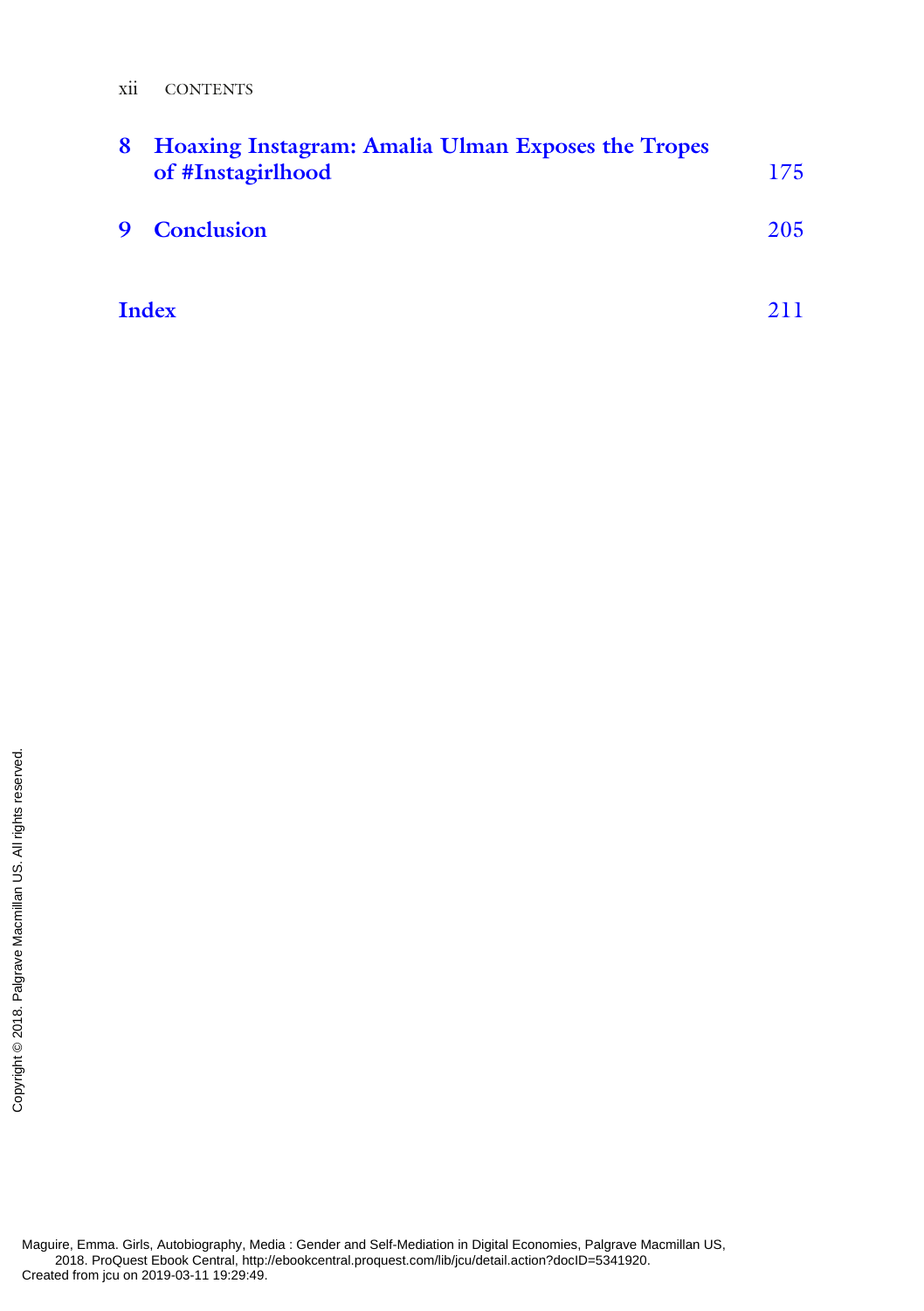| | | |
|---|---|---|
| 8 | Hoaxing Instagram: Amalia Ulman Exposes the Tropes of #Instagirlhood | 175 |
| 9 | Conclusion | 205 |
| | Index | 211 |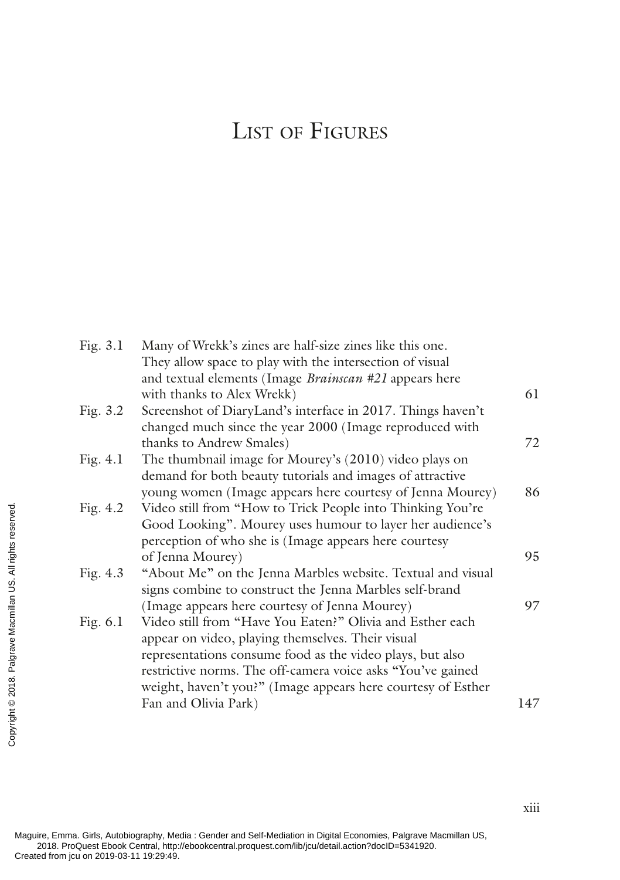# List of Figures

| | | |
|---|---|---|
| Fig. 3.1 | Many of Wrekk's zines are half-size zines like this one. They allow space to play with the intersection of visual and textual elements (Image *Brainscan #21* appears here with thanks to Alex Wrekk) | 61 |
| Fig. 3.2 | Screenshot of DiaryLand's interface in 2017. Things haven't changed much since the year 2000 (Image reproduced with thanks to Andrew Smales) | 72 |
| Fig. 4.1 | The thumbnail image for Mourey's (2010) video plays on demand for both beauty tutorials and images of attractive young women (Image appears here courtesy of Jenna Mourey) | 86 |
| Fig. 4.2 | Video still from "How to Trick People into Thinking You're Good Looking". Mourey uses humour to layer her audience's perception of who she is (Image appears here courtesy of Jenna Mourey) | 95 |
| Fig. 4.3 | "About Me" on the Jenna Marbles website. Textual and visual signs combine to construct the Jenna Marbles self-brand (Image appears here courtesy of Jenna Mourey) | 97 |
| Fig. 6.1 | Video still from "Have You Eaten?" Olivia and Esther each appear on video, playing themselves. Their visual representations consume food as the video plays, but also restrictive norms. The off-camera voice asks "You've gained weight, haven't you?" (Image appears here courtesy of Esther Fan and Olivia Park) | 147 |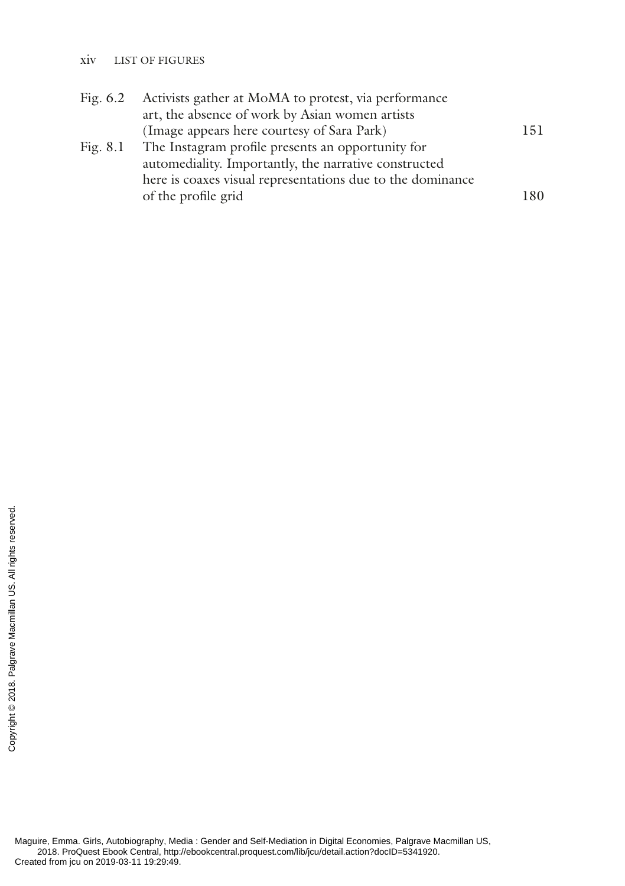| | | |
|---|---|---|
| Fig. 6.2 | Activists gather at MoMA to protest, via performance art, the absence of work by Asian women artists (Image appears here courtesy of Sara Park) | 151 |
| Fig. 8.1 | The Instagram profile presents an opportunity for automediality. Importantly, the narrative constructed here is coaxes visual representations due to the dominance of the profile grid | 180 |